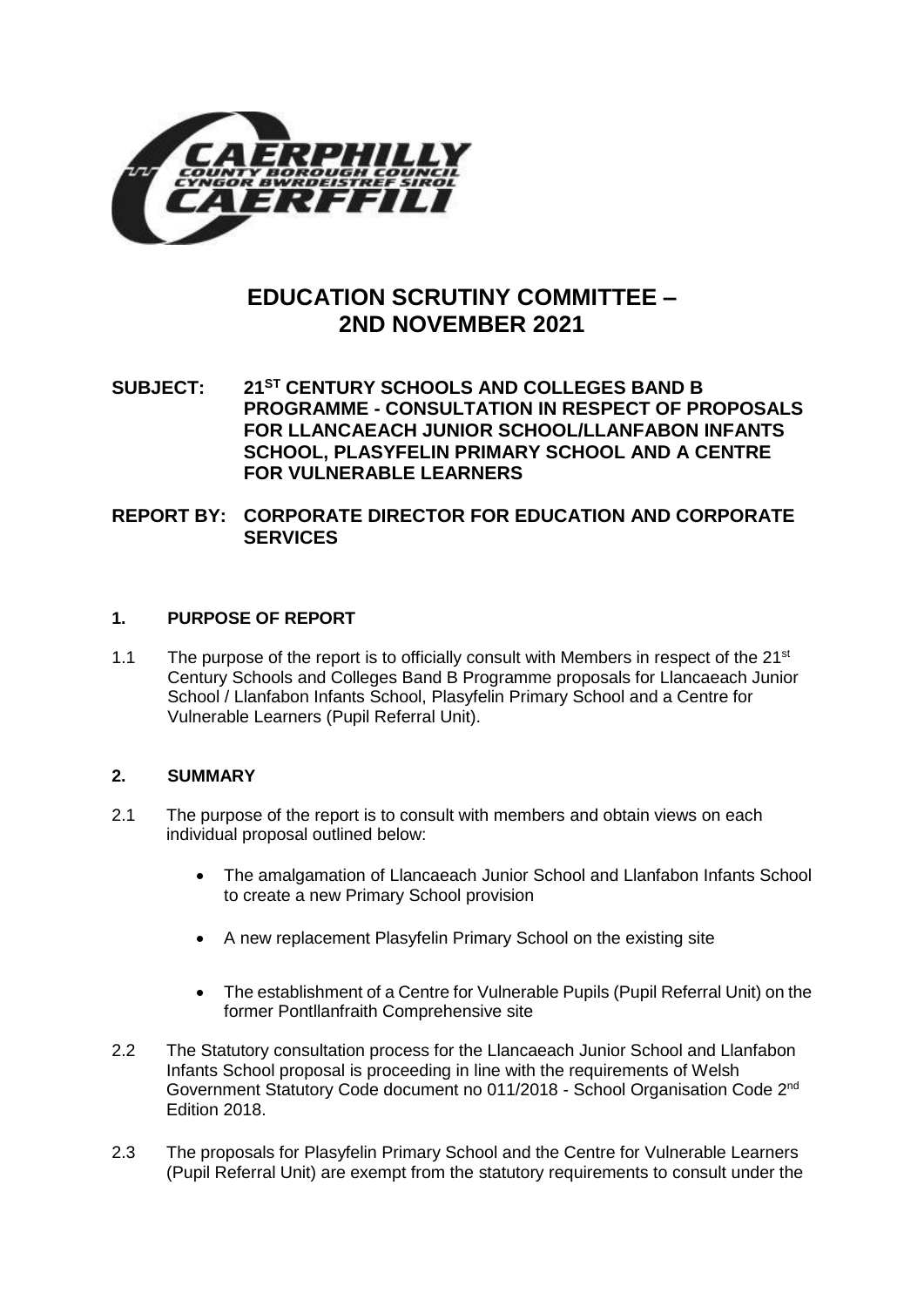# EDUCATION SCRUTINY COMMITTEE – 2ND NOVEMBER 2021

**SUBJECT: 21ST CENTURY SCHOOLS AND COLLEGES BAND B PROGRAMME - CONSULTATION IN RESPECT OF PROPOSALS FOR LLANCAEACH JUNIOR SCHOOL/LLANFABON INFANTS SCHOOL, PLASYFELIN PRIMARY SCHOOL AND A CENTRE FOR VULNERABLE LEARNERS**

**REPORT BY: CORPORATE DIRECTOR FOR EDUCATION AND CORPORATE SERVICES**

## 1. PURPOSE OF REPORT

1.1 The purpose of the report is to officially consult with Members in respect of the 21st Century Schools and Colleges Band B Programme proposals for Llancaeach Junior School / Llanfabon Infants School, Plasyfelin Primary School and a Centre for Vulnerable Learners (Pupil Referral Unit).

## 2. SUMMARY

2.1 The purpose of the report is to consult with members and obtain views on each individual proposal outlined below:

- The amalgamation of Llancaeach Junior School and Llanfabon Infants School to create a new Primary School provision
- A new replacement Plasyfelin Primary School on the existing site
- The establishment of a Centre for Vulnerable Pupils (Pupil Referral Unit) on the former Pontllanfraith Comprehensive site

2.2 The Statutory consultation process for the Llancaeach Junior School and Llanfabon Infants School proposal is proceeding in line with the requirements of Welsh Government Statutory Code document no 011/2018 - School Organisation Code 2nd Edition 2018.

2.3 The proposals for Plasyfelin Primary School and the Centre for Vulnerable Learners (Pupil Referral Unit) are exempt from the statutory requirements to consult under the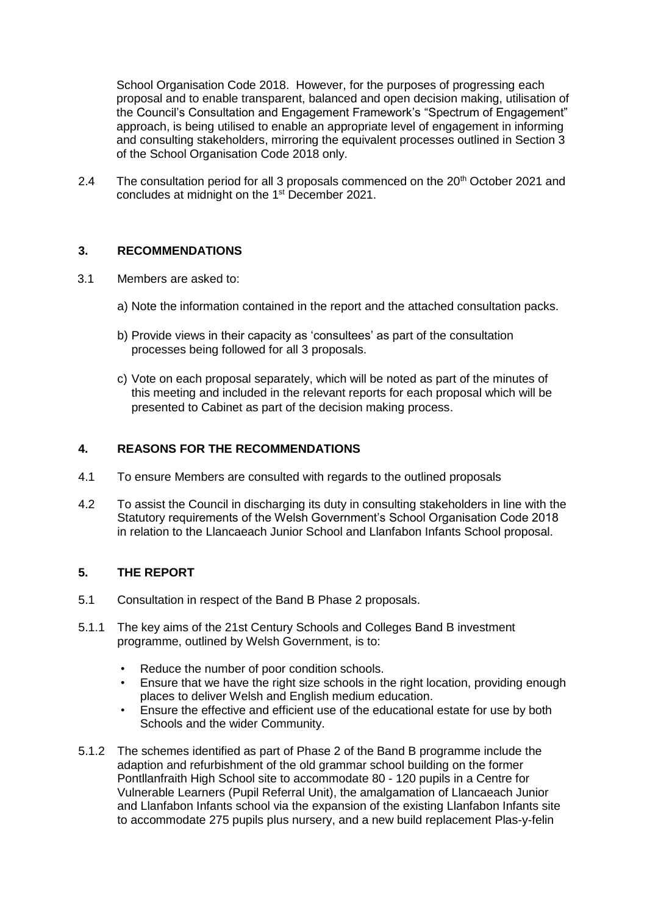School Organisation Code 2018. However, for the purposes of progressing each proposal and to enable transparent, balanced and open decision making, utilisation of the Council's Consultation and Engagement Framework's "Spectrum of Engagement" approach, is being utilised to enable an appropriate level of engagement in informing and consulting stakeholders, mirroring the equivalent processes outlined in Section 3 of the School Organisation Code 2018 only.

2.4 The consultation period for all 3 proposals commenced on the 20th October 2021 and concludes at midnight on the 1st December 2021.

## 3. RECOMMENDATIONS

3.1 Members are asked to:

a) Note the information contained in the report and the attached consultation packs.

b) Provide views in their capacity as 'consultees' as part of the consultation processes being followed for all 3 proposals.

c) Vote on each proposal separately, which will be noted as part of the minutes of this meeting and included in the relevant reports for each proposal which will be presented to Cabinet as part of the decision making process.

## 4. REASONS FOR THE RECOMMENDATIONS

4.1 To ensure Members are consulted with regards to the outlined proposals

4.2 To assist the Council in discharging its duty in consulting stakeholders in line with the Statutory requirements of the Welsh Government's School Organisation Code 2018 in relation to the Llancaeach Junior School and Llanfabon Infants School proposal.

## 5. THE REPORT

5.1 Consultation in respect of the Band B Phase 2 proposals.

5.1.1 The key aims of the 21st Century Schools and Colleges Band B investment programme, outlined by Welsh Government, is to:

- Reduce the number of poor condition schools.
- Ensure that we have the right size schools in the right location, providing enough places to deliver Welsh and English medium education.
- Ensure the effective and efficient use of the educational estate for use by both Schools and the wider Community.

5.1.2 The schemes identified as part of Phase 2 of the Band B programme include the adaption and refurbishment of the old grammar school building on the former Pontllanfraith High School site to accommodate 80 - 120 pupils in a Centre for Vulnerable Learners (Pupil Referral Unit), the amalgamation of Llancaeach Junior and Llanfabon Infants school via the expansion of the existing Llanfabon Infants site to accommodate 275 pupils plus nursery, and a new build replacement Plas-y-felin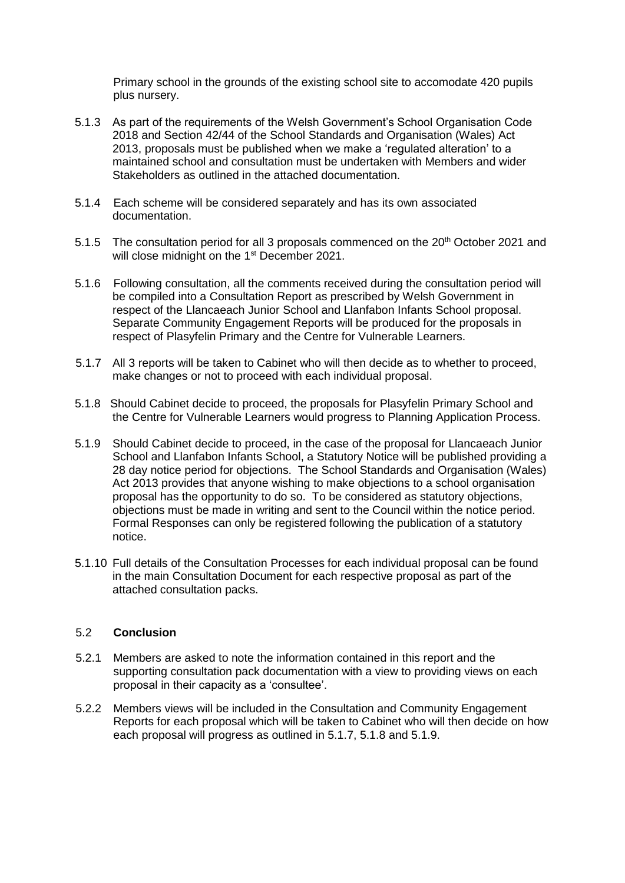Primary school in the grounds of the existing school site to accomodate 420 pupils plus nursery.

5.1.3 As part of the requirements of the Welsh Government's School Organisation Code 2018 and Section 42/44 of the School Standards and Organisation (Wales) Act 2013, proposals must be published when we make a 'regulated alteration' to a maintained school and consultation must be undertaken with Members and wider Stakeholders as outlined in the attached documentation.

5.1.4 Each scheme will be considered separately and has its own associated documentation.

5.1.5 The consultation period for all 3 proposals commenced on the 20th October 2021 and will close midnight on the 1st December 2021.

5.1.6 Following consultation, all the comments received during the consultation period will be compiled into a Consultation Report as prescribed by Welsh Government in respect of the Llancaeach Junior School and Llanfabon Infants School proposal. Separate Community Engagement Reports will be produced for the proposals in respect of Plasyfelin Primary and the Centre for Vulnerable Learners.

5.1.7 All 3 reports will be taken to Cabinet who will then decide as to whether to proceed, make changes or not to proceed with each individual proposal.

5.1.8 Should Cabinet decide to proceed, the proposals for Plasyfelin Primary School and the Centre for Vulnerable Learners would progress to Planning Application Process.

5.1.9 Should Cabinet decide to proceed, in the case of the proposal for Llancaeach Junior School and Llanfabon Infants School, a Statutory Notice will be published providing a 28 day notice period for objections. The School Standards and Organisation (Wales) Act 2013 provides that anyone wishing to make objections to a school organisation proposal has the opportunity to do so. To be considered as statutory objections, objections must be made in writing and sent to the Council within the notice period. Formal Responses can only be registered following the publication of a statutory notice.

5.1.10 Full details of the Consultation Processes for each individual proposal can be found in the main Consultation Document for each respective proposal as part of the attached consultation packs.

## 5.2 Conclusion

5.2.1 Members are asked to note the information contained in this report and the supporting consultation pack documentation with a view to providing views on each proposal in their capacity as a 'consultee'.

5.2.2 Members views will be included in the Consultation and Community Engagement Reports for each proposal which will be taken to Cabinet who will then decide on how each proposal will progress as outlined in 5.1.7, 5.1.8 and 5.1.9.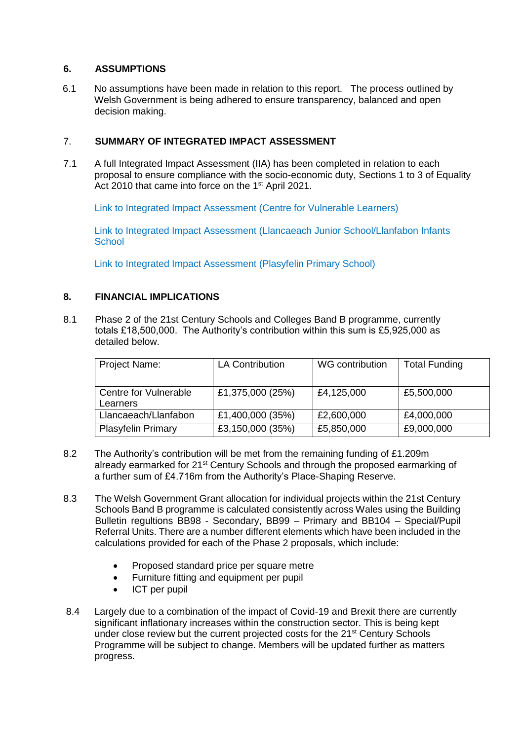## 6. ASSUMPTIONS

6.1 No assumptions have been made in relation to this report. The process outlined by Welsh Government is being adhered to ensure transparency, balanced and open decision making.

## 7. SUMMARY OF INTEGRATED IMPACT ASSESSMENT

7.1 A full Integrated Impact Assessment (IIA) has been completed in relation to each proposal to ensure compliance with the socio-economic duty, Sections 1 to 3 of Equality Act 2010 that came into force on the 1st April 2021.

Link to Integrated Impact Assessment (Centre for Vulnerable Learners)

Link to Integrated Impact Assessment (Llancaeach Junior School/Llanfabon Infants School

Link to Integrated Impact Assessment (Plasyfelin Primary School)

## 8. FINANCIAL IMPLICATIONS

8.1 Phase 2 of the 21st Century Schools and Colleges Band B programme, currently totals £18,500,000. The Authority's contribution within this sum is £5,925,000 as detailed below.

| Project Name: | LA Contribution | WG contribution | Total Funding |
|---|---|---|---|
| Centre for Vulnerable Learners | £1,375,000 (25%) | £4,125,000 | £5,500,000 |
| Llancaeach/Llanfabon | £1,400,000 (35%) | £2,600,000 | £4,000,000 |
| Plasyfelin Primary | £3,150,000 (35%) | £5,850,000 | £9,000,000 |

8.2 The Authority's contribution will be met from the remaining funding of £1.209m already earmarked for 21st Century Schools and through the proposed earmarking of a further sum of £4.716m from the Authority's Place-Shaping Reserve.

8.3 The Welsh Government Grant allocation for individual projects within the 21st Century Schools Band B programme is calculated consistently across Wales using the Building Bulletin regultions BB98 - Secondary, BB99 – Primary and BB104 – Special/Pupil Referral Units. There are a number different elements which have been included in the calculations provided for each of the Phase 2 proposals, which include:

- Proposed standard price per square metre
- Furniture fitting and equipment per pupil
- ICT per pupil

8.4 Largely due to a combination of the impact of Covid-19 and Brexit there are currently significant inflationary increases within the construction sector. This is being kept under close review but the current projected costs for the 21st Century Schools Programme will be subject to change. Members will be updated further as matters progress.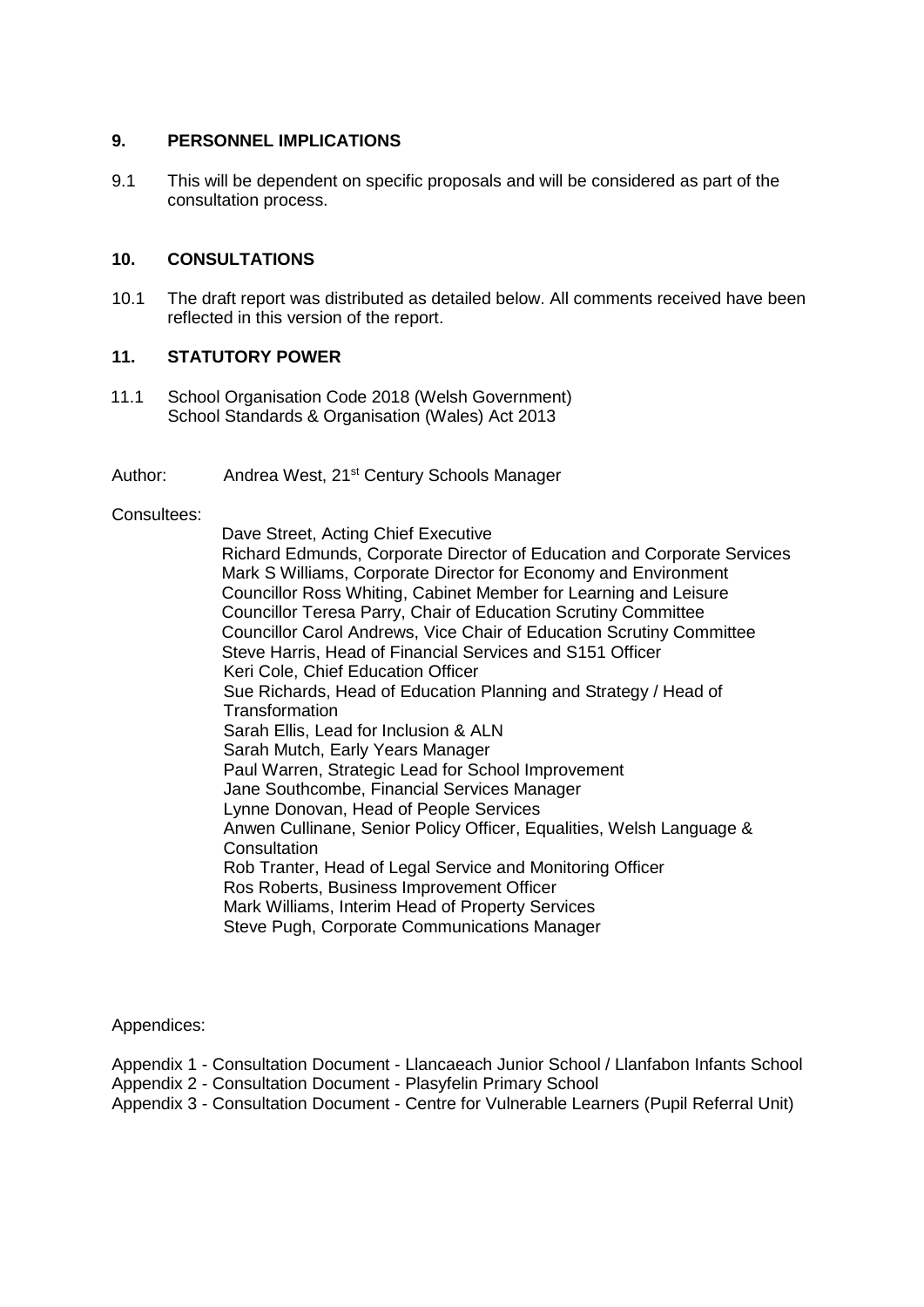## 9. PERSONNEL IMPLICATIONS

9.1 This will be dependent on specific proposals and will be considered as part of the consultation process.

## 10. CONSULTATIONS

10.1 The draft report was distributed as detailed below. All comments received have been reflected in this version of the report.

## 11. STATUTORY POWER

11.1 School Organisation Code 2018 (Welsh Government)
School Standards & Organisation (Wales) Act 2013

Author: Andrea West, 21st Century Schools Manager

Consultees:

Dave Street, Acting Chief Executive
Richard Edmunds, Corporate Director of Education and Corporate Services
Mark S Williams, Corporate Director for Economy and Environment
Councillor Ross Whiting, Cabinet Member for Learning and Leisure
Councillor Teresa Parry, Chair of Education Scrutiny Committee
Councillor Carol Andrews, Vice Chair of Education Scrutiny Committee
Steve Harris, Head of Financial Services and S151 Officer
Keri Cole, Chief Education Officer
Sue Richards, Head of Education Planning and Strategy / Head of Transformation
Sarah Ellis, Lead for Inclusion & ALN
Sarah Mutch, Early Years Manager
Paul Warren, Strategic Lead for School Improvement
Jane Southcombe, Financial Services Manager
Lynne Donovan, Head of People Services
Anwen Cullinane, Senior Policy Officer, Equalities, Welsh Language & Consultation
Rob Tranter, Head of Legal Service and Monitoring Officer
Ros Roberts, Business Improvement Officer
Mark Williams, Interim Head of Property Services
Steve Pugh, Corporate Communications Manager

Appendices:

Appendix 1 - Consultation Document - Llancaeach Junior School / Llanfabon Infants School
Appendix 2 - Consultation Document - Plasyfelin Primary School
Appendix 3 - Consultation Document - Centre for Vulnerable Learners (Pupil Referral Unit)